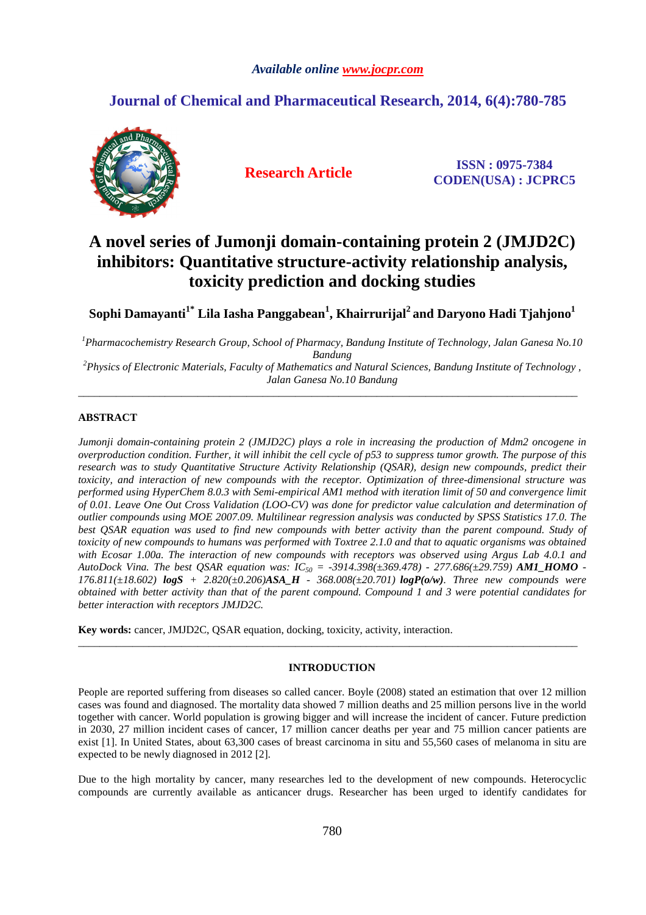*Available online www.jocpr.com*

## Journal of Chemical and Pharmaceutical Research, 2014, 6(4):780-785

**Research Article** | **ISSN : 0975-7384 CODEN(USA) : JCPRC5**

# A novel series of Jumonji domain-containing protein 2 (JMJD2C) inhibitors: Quantitative structure-activity relationship analysis, toxicity prediction and docking studies

**Sophi Damayanti[1*] Lila Iasha Panggabean[1], Khairrurijal[2] and Daryono Hadi Tjahjono[1]**

*[1]Pharmacochemistry Research Group, School of Pharmacy, Bandung Institute of Technology, Jalan Ganesa No.10 Bandung*
*[2]Physics of Electronic Materials, Faculty of Mathematics and Natural Sciences, Bandung Institute of Technology , Jalan Ganesa No.10 Bandung*

---

## ABSTRACT

*Jumonji domain-containing protein 2 (JMJD2C) plays a role in increasing the production of Mdm2 oncogene in overproduction condition. Further, it will inhibit the cell cycle of p53 to suppress tumor growth. The purpose of this research was to study Quantitative Structure Activity Relationship (QSAR), design new compounds, predict their toxicity, and interaction of new compounds with the receptor. Optimization of three-dimensional structure was performed using HyperChem 8.0.3 with Semi-empirical AM1 method with iteration limit of 50 and convergence limit of 0.01. Leave One Out Cross Validation (LOO-CV) was done for predictor value calculation and determination of outlier compounds using MOE 2007.09. Multilinear regression analysis was conducted by SPSS Statistics 17.0. The best QSAR equation was used to find new compounds with better activity than the parent compound. Study of toxicity of new compounds to humans was performed with Toxtree 2.1.0 and that to aquatic organisms was obtained with Ecosar 1.00a. The interaction of new compounds with receptors was observed using Argus Lab 4.0.1 and AutoDock Vina. The best QSAR equation was: $IC_{50}$ = -3914.398(±369.478) - 277.686(±29.759)* ***AM1_HOMO*** *- 176.811(±18.602)* ***logS*** *+ 2.820(±0.206)***ASA_H** *- 368.008(±20.701)* ***logP(o/w)***. *Three new compounds were obtained with better activity than that of the parent compound. Compound 1 and 3 were potential candidates for better interaction with receptors JMJD2C.*

**Key words:** cancer, JMJD2C, QSAR equation, docking, toxicity, activity, interaction.

---

## INTRODUCTION

People are reported suffering from diseases so called cancer. Boyle (2008) stated an estimation that over 12 million cases was found and diagnosed. The mortality data showed 7 million deaths and 25 million persons live in the world together with cancer. World population is growing bigger and will increase the incident of cancer. Future prediction in 2030, 27 million incident cases of cancer, 17 million cancer deaths per year and 75 million cancer patients are exist [1]. In United States, about 63,300 cases of breast carcinoma in situ and 55,560 cases of melanoma in situ are expected to be newly diagnosed in 2012 [2].

Due to the high mortality by cancer, many researches led to the development of new compounds. Heterocyclic compounds are currently available as anticancer drugs. Researcher has been urged to identify candidates for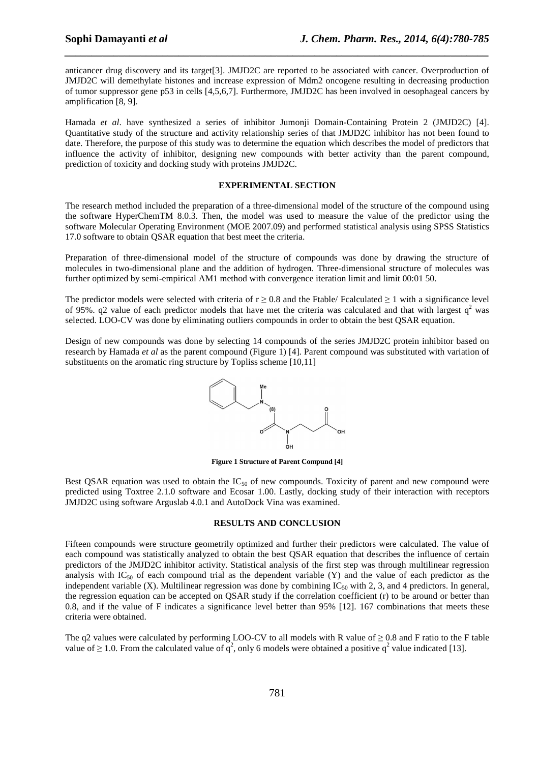anticancer drug discovery and its target[3]. JMJD2C are reported to be associated with cancer. Overproduction of JMJD2C will demethylate histones and increase expression of Mdm2 oncogene resulting in decreasing production of tumor suppressor gene p53 in cells [4,5,6,7]. Furthermore, JMJD2C has been involved in oesophageal cancers by amplification [8, 9].

Hamada *et al*. have synthesized a series of inhibitor Jumonji Domain-Containing Protein 2 (JMJD2C) [4]. Quantitative study of the structure and activity relationship series of that JMJD2C inhibitor has not been found to date. Therefore, the purpose of this study was to determine the equation which describes the model of predictors that influence the activity of inhibitor, designing new compounds with better activity than the parent compound, prediction of toxicity and docking study with proteins JMJD2C.

## EXPERIMENTAL SECTION

The research method included the preparation of a three-dimensional model of the structure of the compound using the software HyperChemTM 8.0.3. Then, the model was used to measure the value of the predictor using the software Molecular Operating Environment (MOE 2007.09) and performed statistical analysis using SPSS Statistics 17.0 software to obtain QSAR equation that best meet the criteria.

Preparation of three-dimensional model of the structure of compounds was done by drawing the structure of molecules in two-dimensional plane and the addition of hydrogen. Three-dimensional structure of molecules was further optimized by semi-empirical AM1 method with convergence iteration limit and limit 00:01 50.

The predictor models were selected with criteria of $r \geq 0.8$ and the Ftable/ Fcalculated $\geq 1$ with a significance level of 95%. q2 value of each predictor models that have met the criteria was calculated and that with largest $q^2$ was selected. LOO-CV was done by eliminating outliers compounds in order to obtain the best QSAR equation.

Design of new compounds was done by selecting 14 compounds of the series JMJD2C protein inhibitor based on research by Hamada *et al* as the parent compound (Figure 1) [4]. Parent compound was substituted with variation of substituents on the aromatic ring structure by Topliss scheme [10,11]

**Figure 1 Structure of Parent Compund [4]**

Best QSAR equation was used to obtain the $IC_{50}$ of new compounds. Toxicity of parent and new compound were predicted using Toxtree 2.1.0 software and Ecosar 1.00. Lastly, docking study of their interaction with receptors JMJD2C using software Arguslab 4.0.1 and AutoDock Vina was examined.

## RESULTS AND CONCLUSION

Fifteen compounds were structure geometrily optimized and further their predictors were calculated. The value of each compound was statistically analyzed to obtain the best QSAR equation that describes the influence of certain predictors of the JMJD2C inhibitor activity. Statistical analysis of the first step was through multilinear regression analysis with $IC_{50}$ of each compound trial as the dependent variable (Y) and the value of each predictor as the independent variable (X). Multilinear regression was done by combining $IC_{50}$ with 2, 3, and 4 predictors. In general, the regression equation can be accepted on QSAR study if the correlation coefficient (r) to be around or better than 0.8, and if the value of F indicates a significance level better than 95% [12]. 167 combinations that meets these criteria were obtained.

The q2 values were calculated by performing LOO-CV to all models with R value of $\geq 0.8$ and F ratio to the F table value of $\geq 1.0$. From the calculated value of $q^2$, only 6 models were obtained a positive $q^2$ value indicated [13].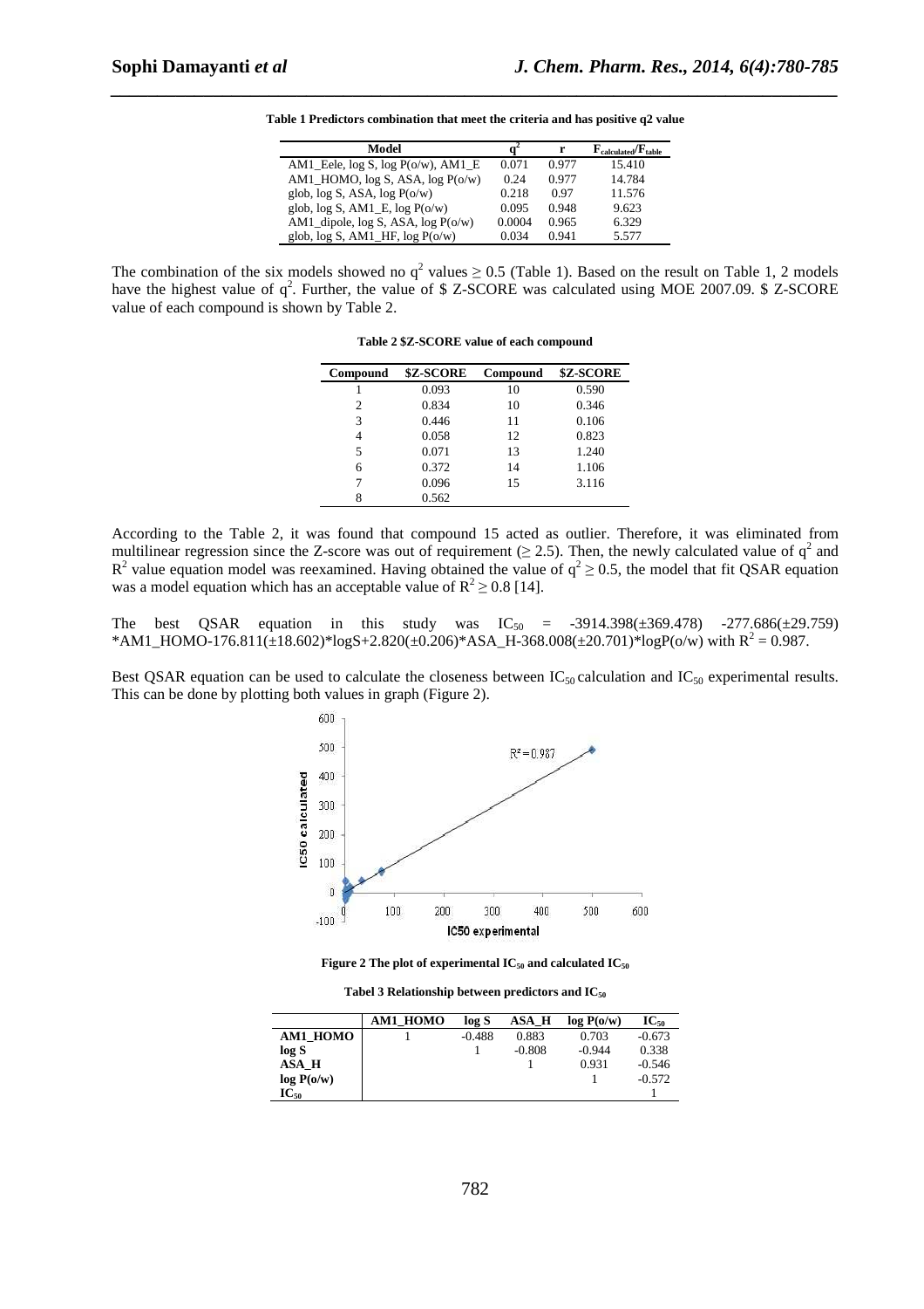**Table 1 Predictors combination that meet the criteria and has positive q2 value**

| Model | $q^2$ | r | $F_{calculated}/F_{table}$ |
|---|---|---|---|
| AM1_Eele, log S, log P(o/w), AM1_E | 0.071 | 0.977 | 15.410 |
| AM1_HOMO, log S, ASA, log P(o/w) | 0.24 | 0.977 | 14.784 |
| glob, log S, ASA, log P(o/w) | 0.218 | 0.97 | 11.576 |
| glob, log S, AM1_E, log P(o/w) | 0.095 | 0.948 | 9.623 |
| AM1_dipole, log S, ASA, log P(o/w) | 0.0004 | 0.965 | 6.329 |
| glob, log S, AM1_HF, log P(o/w) | 0.034 | 0.941 | 5.577 |

The combination of the six models showed no $q^2$ values $\geq 0.5$ (Table 1). Based on the result on Table 1, 2 models have the highest value of $q^2$. Further, the value of $ Z-SCORE was calculated using MOE 2007.09. $ Z-SCORE value of each compound is shown by Table 2.

**Table 2 $Z-SCORE value of each compound**

| Compound | $Z-SCORE | Compound | $Z-SCORE |
|---|---|---|---|
| 1 | 0.093 | 10 | 0.590 |
| 2 | 0.834 | 10 | 0.346 |
| 3 | 0.446 | 11 | 0.106 |
| 4 | 0.058 | 12 | 0.823 |
| 5 | 0.071 | 13 | 1.240 |
| 6 | 0.372 | 14 | 1.106 |
| 7 | 0.096 | 15 | 3.116 |
| 8 | 0.562 | | |

According to the Table 2, it was found that compound 15 acted as outlier. Therefore, it was eliminated from multilinear regression since the Z-score was out of requirement ($\geq 2.5$). Then, the newly calculated value of $q^2$ and $R^2$ value equation model was reexamined. Having obtained the value of $q^2 \geq 0.5$, the model that fit QSAR equation was a model equation which has an acceptable value of $R^2 \geq 0.8$ [14].

The best QSAR equation in this study was $IC_{50} = -3914.398(\pm 369.478) -277.686(\pm 29.759)$ $*\text{AM1\_HOMO}-176.811(\pm 18.602)*\log S+2.820(\pm 0.206)*\text{ASA\_H}-368.008(\pm 20.701)*\log P(o/w)$ with $R^2 = 0.987$.

Best QSAR equation can be used to calculate the closeness between $IC_{50}$ calculation and $IC_{50}$ experimental results. This can be done by plotting both values in graph (Figure 2).

**Figure 2 The plot of experimental $IC_{50}$ and calculated $IC_{50}$**

**Tabel 3 Relationship between predictors and $IC_{50}$**

| | AM1_HOMO | log S | ASA_H | log P(o/w) | $IC_{50}$ |
|---|---|---|---|---|---|
| **AM1_HOMO** | 1 | -0.488 | 0.883 | 0.703 | -0.673 |
| **log S** | | 1 | -0.808 | -0.944 | 0.338 |
| **ASA_H** | | | 1 | 0.931 | -0.546 |
| **log P(o/w)** | | | | 1 | -0.572 |
| **$IC_{50}$** | | | | | 1 |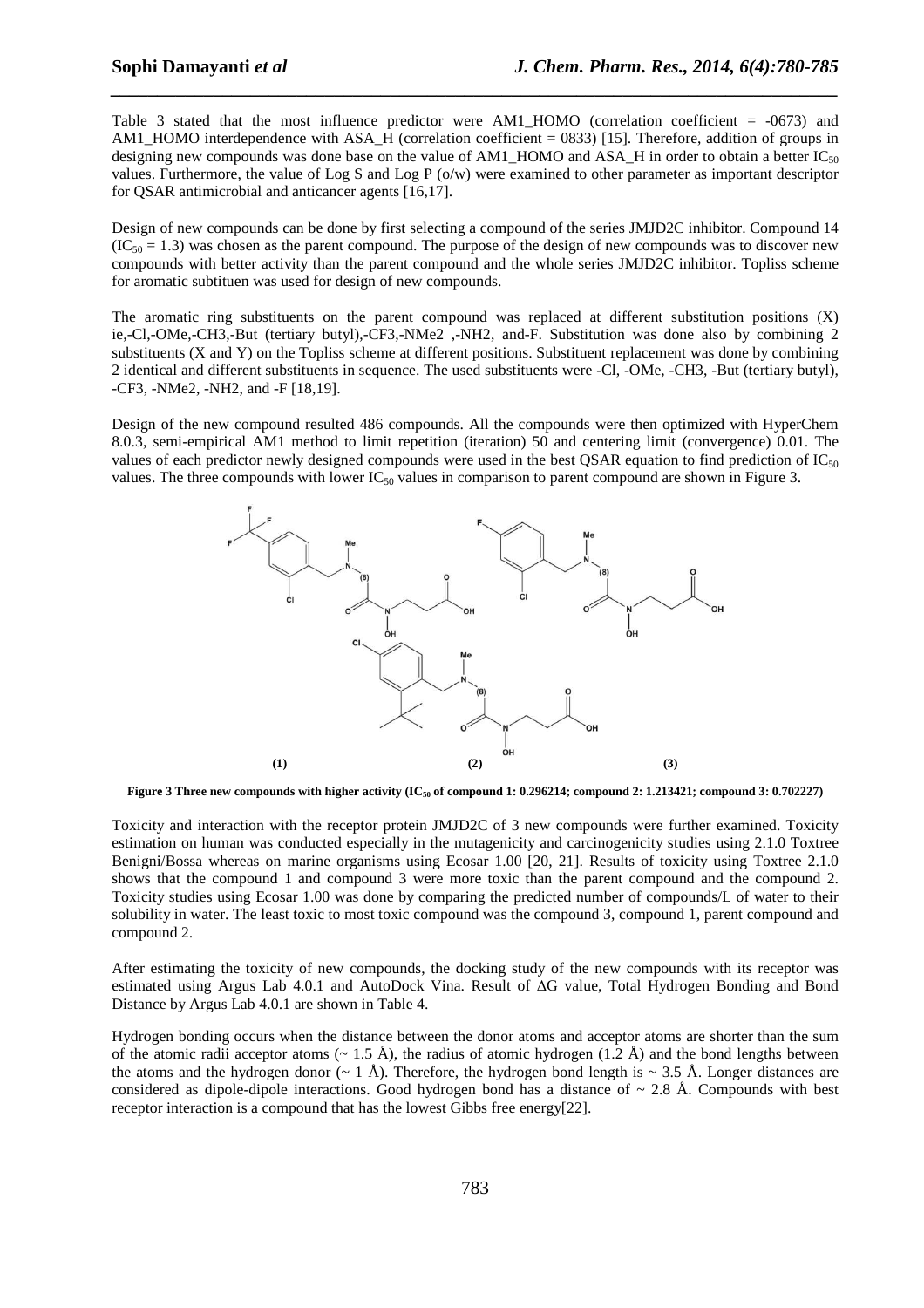Table 3 stated that the most influence predictor were AM1_HOMO (correlation coefficient = -0673) and AM1_HOMO interdependence with ASA_H (correlation coefficient = 0833) [15]. Therefore, addition of groups in designing new compounds was done base on the value of AM1_HOMO and ASA_H in order to obtain a better $IC_{50}$ values. Furthermore, the value of Log S and Log P (o/w) were examined to other parameter as important descriptor for QSAR antimicrobial and anticancer agents [16,17].

Design of new compounds can be done by first selecting a compound of the series JMJD2C inhibitor. Compound 14 ($IC_{50}$ = 1.3) was chosen as the parent compound. The purpose of the design of new compounds was to discover new compounds with better activity than the parent compound and the whole series JMJD2C inhibitor. Topliss scheme for aromatic subtituen was used for design of new compounds.

The aromatic ring substituents on the parent compound was replaced at different substitution positions (X) ie,-Cl,-OMe,-CH3,-But (tertiary butyl),-CF3,-NMe2 ,-NH2, and-F. Substitution was done also by combining 2 substituents (X and Y) on the Topliss scheme at different positions. Substituent replacement was done by combining 2 identical and different substituents in sequence. The used substituents were -Cl, -OMe, -CH3, -But (tertiary butyl), -CF3, -NMe2, -NH2, and -F [18,19].

Design of the new compound resulted 486 compounds. All the compounds were then optimized with HyperChem 8.0.3, semi-empirical AM1 method to limit repetition (iteration) 50 and centering limit (convergence) 0.01. The values of each predictor newly designed compounds were used in the best QSAR equation to find prediction of $IC_{50}$ values. The three compounds with lower $IC_{50}$ values in comparison to parent compound are shown in Figure 3.

**Figure 3 Three new compounds with higher activity ($IC_{50}$ of compound 1: 0.296214; compound 2: 1.213421; compound 3: 0.702227)**

Toxicity and interaction with the receptor protein JMJD2C of 3 new compounds were further examined. Toxicity estimation on human was conducted especially in the mutagenicity and carcinogenicity studies using 2.1.0 Toxtree Benigni/Bossa whereas on marine organisms using Ecosar 1.00 [20, 21]. Results of toxicity using Toxtree 2.1.0 shows that the compound 1 and compound 3 were more toxic than the parent compound and the compound 2. Toxicity studies using Ecosar 1.00 was done by comparing the predicted number of compounds/L of water to their solubility in water. The least toxic to most toxic compound was the compound 3, compound 1, parent compound and compound 2.

After estimating the toxicity of new compounds, the docking study of the new compounds with its receptor was estimated using Argus Lab 4.0.1 and AutoDock Vina. Result of ΔG value, Total Hydrogen Bonding and Bond Distance by Argus Lab 4.0.1 are shown in Table 4.

Hydrogen bonding occurs when the distance between the donor atoms and acceptor atoms are shorter than the sum of the atomic radii acceptor atoms (~ 1.5 Å), the radius of atomic hydrogen (1.2 Å) and the bond lengths between the atoms and the hydrogen donor (~ 1 Å). Therefore, the hydrogen bond length is ~ 3.5 Å. Longer distances are considered as dipole-dipole interactions. Good hydrogen bond has a distance of ~ 2.8 Å. Compounds with best receptor interaction is a compound that has the lowest Gibbs free energy[22].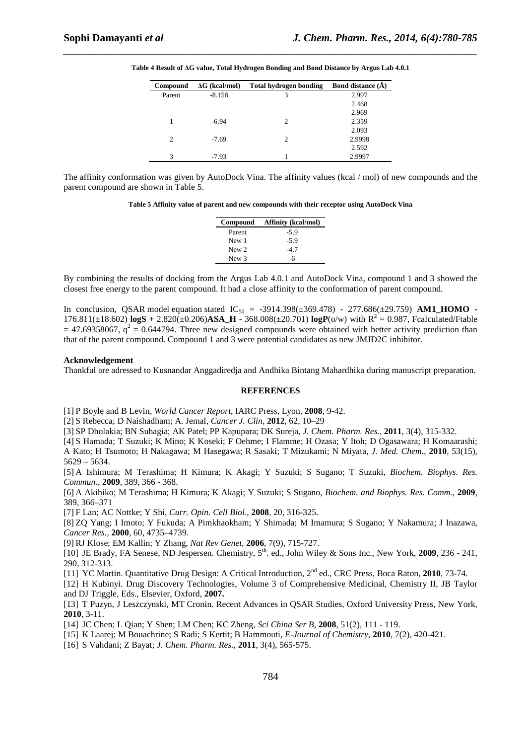**Table 4 Result of ΔG value, Total Hydrogen Bonding and Bond Distance by Argus Lab 4.0.1**

| Compound | ΔG (kcal/mol) | Total hydrogen bonding | Bond distance (Å) |
|---|---|---|---|
| Parent | -8.158 | 3 | 2.997 |
| | | | 2.468 |
| | | | 2.969 |
| 1 | -6.94 | 2 | 2.359 |
| | | | 2.093 |
| 2 | -7.69 | 2 | 2.9998 |
| | | | 2.592 |
| 3 | -7.93 | 1 | 2.9997 |

The affinity conformation was given by AutoDock Vina. The affinity values (kcal / mol) of new compounds and the parent compound are shown in Table 5.

**Table 5 Affinity value of parent and new compounds with their receptor using AutoDock Vina**

| Compound | Affinity (kcal/mol) |
|---|---|
| Parent | -5.9 |
| New 1 | -5.9 |
| New 2 | -4.7 |
| New 3 | -6 |

By combining the results of docking from the Argus Lab 4.0.1 and AutoDock Vina, compound 1 and 3 showed the closest free energy to the parent compound. It had a close affinity to the conformation of parent compound.

In conclusion, QSAR model equation stated $IC_{50}$ = -3914.398(±369.478) - 277.686(±29.759) **AM1_HOMO** - 176.811(±18.602) **logS** + 2.820(±0.206)**ASA_H** - 368.008(±20.701) **logP**(o/w) with $R^2$ = 0.987, Fcalculated/Ftable = 47.69358067, $q^2$ = 0.644794. Three new designed compounds were obtained with better activity prediction than that of the parent compound. Compound 1 and 3 were potential candidates as new JMJD2C inhibitor.

**Acknowledgement**

Thankful are adressed to Kusnandar Anggadiredja and Andhika Bintang Mahardhika during manuscript preparation.

## REFERENCES

[1] P Boyle and B Levin, *World Cancer Report*, IARC Press, Lyon, **2008**, 9-42.

[2] S Rebecca; D Naishadham; A. Jemal, *Cancer J. Clin*, **2012**, 62, 10–29

[3] SP Dholakia; BN Suhagia; AK Patel; PP Kapupara; DK Sureja, *J. Chem. Pharm. Res.*, **2011**, 3(4), 315-332.

[4] S Hamada; T Suzuki; K Mino; K Koseki; F Oehme; I Flamme; H Ozasa; Y Itoh; D Ogasawara; H Komaarashi; A Kato; H Tsumoto; H Nakagawa; M Hasegawa; R Sasaki; T Mizukami; N Miyata, *J. Med. Chem.*, **2010**, 53(15), 5629 – 5634.

[5] A Ishimura; M Terashima; H Kimura; K Akagi; Y Suzuki; S Sugano; T Suzuki, *Biochem. Biophys. Res. Commun.*, **2009**, 389, 366 - 368.

[6] A Akihiko; M Terashima; H Kimura; K Akagi; Y Suzuki; S Sugano, *Biochem. and Biophys. Res. Comm.*, **2009**, 389, 366–371

[7] F Lan; AC Nottke; Y Shi, *Curr. Opin. Cell Biol.*, **2008**, 20, 316-325.

[8] ZQ Yang; I Imoto; Y Fukuda; A Pimkhaokham; Y Shimada; M Imamura; S Sugano; Y Nakamura; J Inazawa, *Cancer Res.*, **2000**, 60, 4735–4739.

[9] RJ Klose; EM Kallin; Y Zhang, *Nat Rev Genet*, **2006**, 7(9), 715-727.

[10] JE Brady, FA Senese, ND Jespersen. Chemistry, 5th. ed., John Wiley & Sons Inc., New York, **2009**, 236 - 241, 290, 312-313.

[11] YC Martin. Quantitative Drug Design: A Critical Introduction, 2nd ed., CRC Press, Boca Raton, **2010**, 73-74.

[12] H Kubinyi. Drug Discovery Technologies, Volume 3 of Comprehensive Medicinal, Chemistry II, JB Taylor and DJ Triggle, Eds., Elsevier, Oxford, **2007.**

[13] T Puzyn, J Leszczynski, MT Cronin. Recent Advances in QSAR Studies, Oxford University Press, New York, **2010**, 3-11.

[14] JC Chen; L Qian; Y Shen; LM Chen; KC Zheng, *Sci China Ser B*, **2008**, 51(2), 111 - 119.

[15] K Laarej; M Bouachrine; S Radi; S Kertit; B Hammouti, *E-Journal of Chemistry*, **2010**, 7(2), 420-421.

[16] S Vahdani; Z Bayat; *J. Chem. Pharm. Res.*, **2011**, 3(4), 565-575.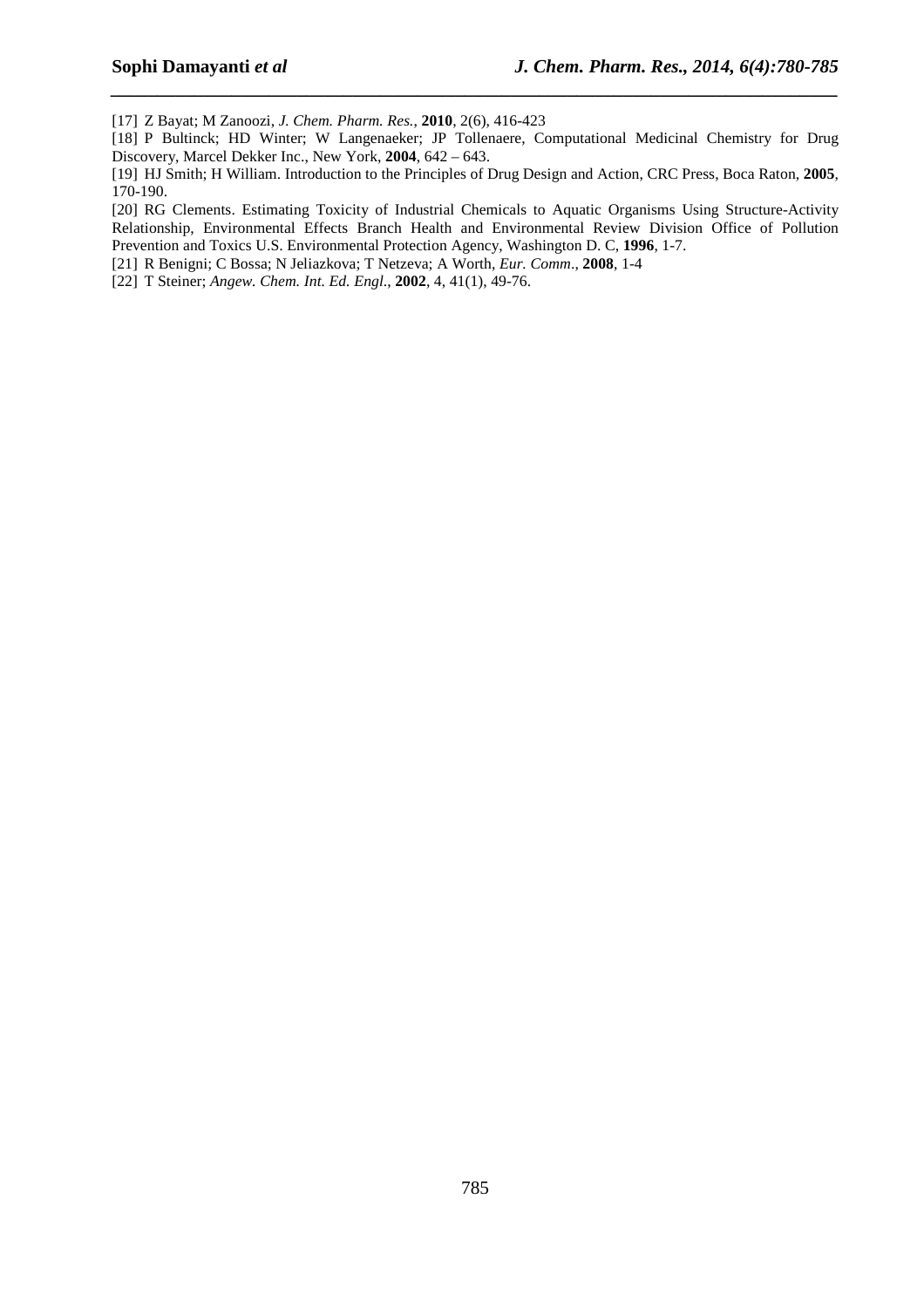[17] Z Bayat; M Zanoozi, *J. Chem. Pharm. Res.*, **2010**, 2(6), 416-423

[18] P Bultinck; HD Winter; W Langenaeker; JP Tollenaere, Computational Medicinal Chemistry for Drug Discovery, Marcel Dekker Inc., New York, **2004**, 642 – 643.

[19] HJ Smith; H William. Introduction to the Principles of Drug Design and Action, CRC Press, Boca Raton, **2005**, 170-190.

[20] RG Clements. Estimating Toxicity of Industrial Chemicals to Aquatic Organisms Using Structure-Activity Relationship, Environmental Effects Branch Health and Environmental Review Division Office of Pollution Prevention and Toxics U.S. Environmental Protection Agency, Washington D. C, **1996**, 1-7.

[21] R Benigni; C Bossa; N Jeliazkova; T Netzeva; A Worth, *Eur. Comm*., **2008**, 1-4

[22] T Steiner; *Angew. Chem. Int. Ed. Engl*., **2002**, 4, 41(1), 49-76.